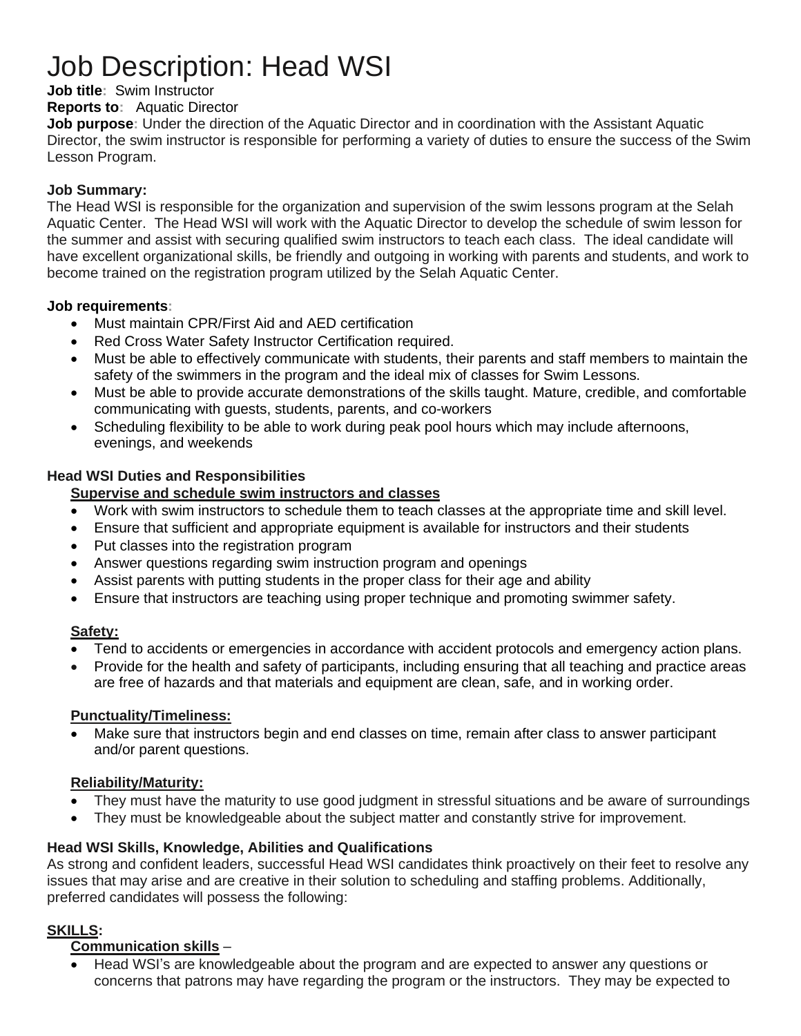# Job Description: Head WSI

**Job title:** Swim Instructor

**Reports to:** Aquatic Director

**Job purpose:** Under the direction of the Aquatic Director and in coordination with the Assistant Aquatic Director, the swim instructor is responsible for performing a variety of duties to ensure the success of the Swim Lesson Program.

**Job Summary:**

The Head WSI is responsible for the organization and supervision of the swim lessons program at the Selah Aquatic Center. The Head WSI will work with the Aquatic Director to develop the schedule of swim lesson for the summer and assist with securing qualified swim instructors to teach each class. The ideal candidate will have excellent organizational skills, be friendly and outgoing in working with parents and students, and work to become trained on the registration program utilized by the Selah Aquatic Center.

**Job requirements:**

- Must maintain CPR/First Aid and AED certification
- Red Cross Water Safety Instructor Certification required.
- Must be able to effectively communicate with students, their parents and staff members to maintain the safety of the swimmers in the program and the ideal mix of classes for Swim Lessons.
- Must be able to provide accurate demonstrations of the skills taught. Mature, credible, and comfortable communicating with guests, students, parents, and co-workers
- Scheduling flexibility to be able to work during peak pool hours which may include afternoons, evenings, and weekends

**Head WSI Duties and Responsibilities**

**Supervise and schedule swim instructors and classes**

- Work with swim instructors to schedule them to teach classes at the appropriate time and skill level.
- Ensure that sufficient and appropriate equipment is available for instructors and their students
- Put classes into the registration program
- Answer questions regarding swim instruction program and openings
- Assist parents with putting students in the proper class for their age and ability
- Ensure that instructors are teaching using proper technique and promoting swimmer safety.

**Safety:**

- Tend to accidents or emergencies in accordance with accident protocols and emergency action plans.
- Provide for the health and safety of participants, including ensuring that all teaching and practice areas are free of hazards and that materials and equipment are clean, safe, and in working order.

**Punctuality/Timeliness:**

- Make sure that instructors begin and end classes on time, remain after class to answer participant and/or parent questions.

**Reliability/Maturity:**

- They must have the maturity to use good judgment in stressful situations and be aware of surroundings
- They must be knowledgeable about the subject matter and constantly strive for improvement.

**Head WSI Skills, Knowledge, Abilities and Qualifications**

As strong and confident leaders, successful Head WSI candidates think proactively on their feet to resolve any issues that may arise and are creative in their solution to scheduling and staffing problems. Additionally, preferred candidates will possess the following:

**SKILLS:**

**Communication skills** –

- Head WSI's are knowledgeable about the program and are expected to answer any questions or concerns that patrons may have regarding the program or the instructors. They may be expected to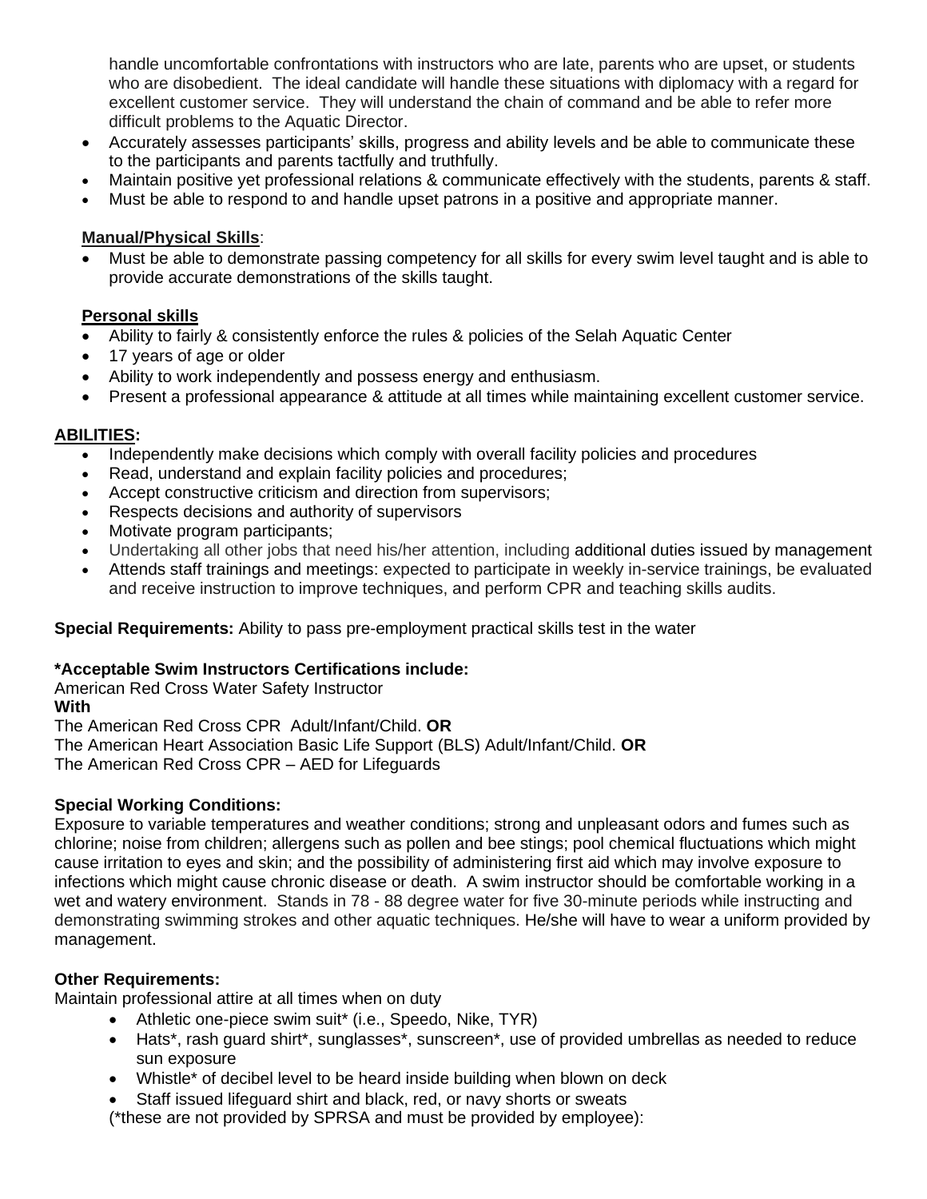handle uncomfortable confrontations with instructors who are late, parents who are upset, or students who are disobedient. The ideal candidate will handle these situations with diplomacy with a regard for excellent customer service. They will understand the chain of command and be able to refer more difficult problems to the Aquatic Director.

- Accurately assesses participants' skills, progress and ability levels and be able to communicate these to the participants and parents tactfully and truthfully.
- Maintain positive yet professional relations & communicate effectively with the students, parents & staff.
- Must be able to respond to and handle upset patrons in a positive and appropriate manner.

**Manual/Physical Skills**:

- Must be able to demonstrate passing competency for all skills for every swim level taught and is able to provide accurate demonstrations of the skills taught.

**Personal skills**

- Ability to fairly & consistently enforce the rules & policies of the Selah Aquatic Center
- 17 years of age or older
- Ability to work independently and possess energy and enthusiasm.
- Present a professional appearance & attitude at all times while maintaining excellent customer service.

**ABILITIES:**

- Independently make decisions which comply with overall facility policies and procedures
- Read, understand and explain facility policies and procedures;
- Accept constructive criticism and direction from supervisors;
- Respects decisions and authority of supervisors
- Motivate program participants;
- Undertaking all other jobs that need his/her attention, including additional duties issued by management
- Attends staff trainings and meetings: expected to participate in weekly in-service trainings, be evaluated and receive instruction to improve techniques, and perform CPR and teaching skills audits.

**Special Requirements:** Ability to pass pre-employment practical skills test in the water

**\*Acceptable Swim Instructors Certifications include:**
American Red Cross Water Safety Instructor
**With**
The American Red Cross CPR Adult/Infant/Child. **OR**
The American Heart Association Basic Life Support (BLS) Adult/Infant/Child. **OR**
The American Red Cross CPR – AED for Lifeguards

**Special Working Conditions:**
Exposure to variable temperatures and weather conditions; strong and unpleasant odors and fumes such as chlorine; noise from children; allergens such as pollen and bee stings; pool chemical fluctuations which might cause irritation to eyes and skin; and the possibility of administering first aid which may involve exposure to infections which might cause chronic disease or death. A swim instructor should be comfortable working in a wet and watery environment. Stands in 78 - 88 degree water for five 30-minute periods while instructing and demonstrating swimming strokes and other aquatic techniques. He/she will have to wear a uniform provided by management.

**Other Requirements:**
Maintain professional attire at all times when on duty

- Athletic one-piece swim suit* (i.e., Speedo, Nike, TYR)
- Hats*, rash guard shirt*, sunglasses*, sunscreen*, use of provided umbrellas as needed to reduce sun exposure
- Whistle* of decibel level to be heard inside building when blown on deck
- Staff issued lifeguard shirt and black, red, or navy shorts or sweats

(*these are not provided by SPRSA and must be provided by employee):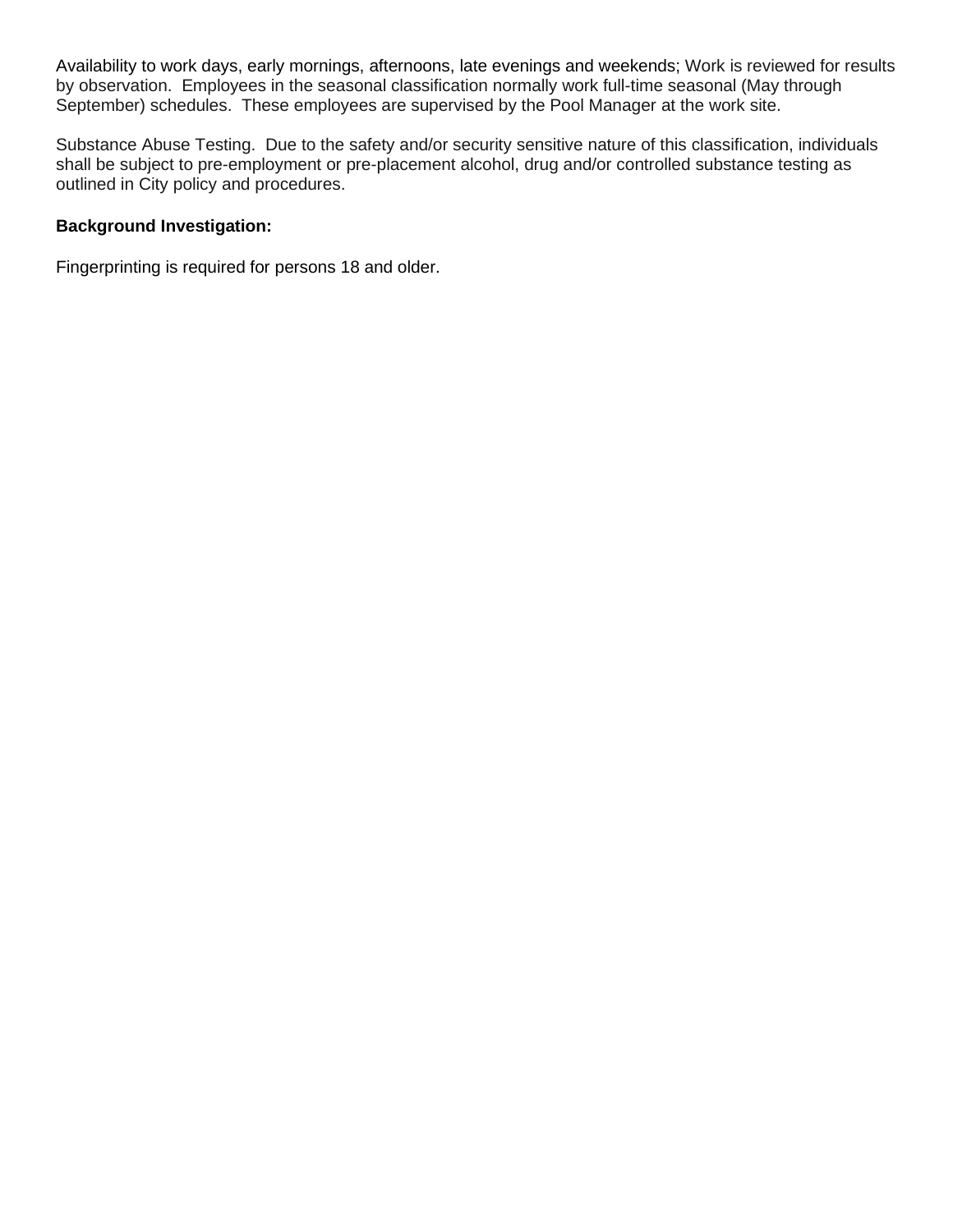Availability to work days, early mornings, afternoons, late evenings and weekends; Work is reviewed for results by observation.  Employees in the seasonal classification normally work full-time seasonal (May through September) schedules.  These employees are supervised by the Pool Manager at the work site.

Substance Abuse Testing.  Due to the safety and/or security sensitive nature of this classification, individuals shall be subject to pre-employment or pre-placement alcohol, drug and/or controlled substance testing as outlined in City policy and procedures.

**Background Investigation:**

Fingerprinting is required for persons 18 and older.